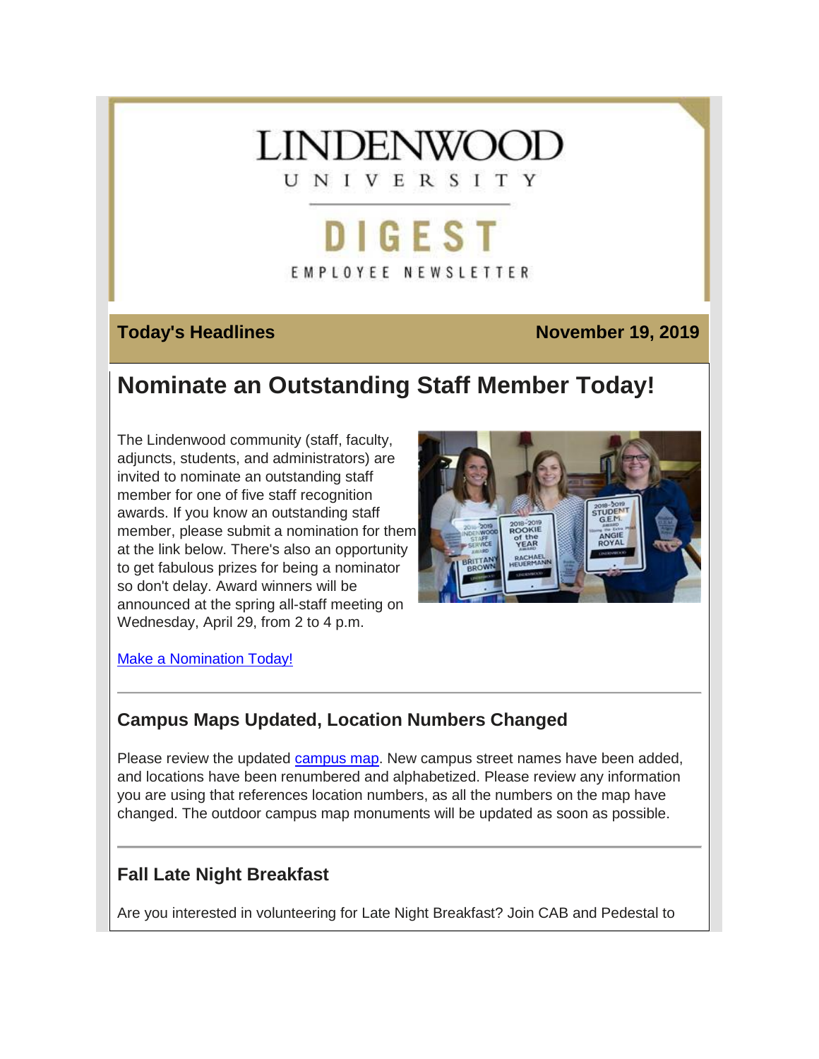# LINDENWOOD UNIVERSITY

# DIGEST

EMPLOYEE NEWSLETTER

**Today's Headlines** **November 19, 2019**

## Nominate an Outstanding Staff Member Today!

The Lindenwood community (staff, faculty, adjuncts, students, and administrators) are invited to nominate an outstanding staff member for one of five staff recognition awards. If you know an outstanding staff member, please submit a nomination for them at the link below. There's also an opportunity to get fabulous prizes for being a nominator so don't delay. Award winners will be announced at the spring all-staff meeting on Wednesday, April 29, from 2 to 4 p.m.

[Make a Nomination Today!]()

---

### Campus Maps Updated, Location Numbers Changed

Please review the updated [campus map](). New campus street names have been added, and locations have been renumbered and alphabetized. Please review any information you are using that references location numbers, as all the numbers on the map have changed. The outdoor campus map monuments will be updated as soon as possible.

---

### Fall Late Night Breakfast

Are you interested in volunteering for Late Night Breakfast? Join CAB and Pedestal to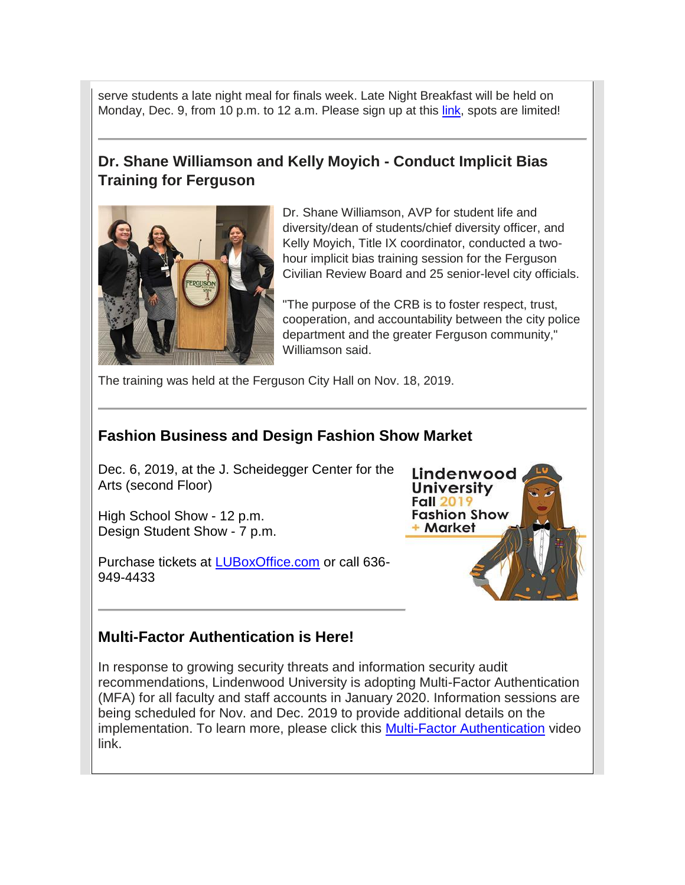serve students a late night meal for finals week. Late Night Breakfast will be held on Monday, Dec. 9, from 10 p.m. to 12 a.m. Please sign up at this link, spots are limited!

---

## Dr. Shane Williamson and Kelly Moyich - Conduct Implicit Bias Training for Ferguson

Dr. Shane Williamson, AVP for student life and diversity/dean of students/chief diversity officer, and Kelly Moyich, Title IX coordinator, conducted a two-hour implicit bias training session for the Ferguson Civilian Review Board and 25 senior-level city officials.

"The purpose of the CRB is to foster respect, trust, cooperation, and accountability between the city police department and the greater Ferguson community," Williamson said.

The training was held at the Ferguson City Hall on Nov. 18, 2019.

---

## Fashion Business and Design Fashion Show Market

Dec. 6, 2019, at the J. Scheidegger Center for the Arts (second Floor)

High School Show - 12 p.m.
Design Student Show - 7 p.m.

Purchase tickets at LUBoxOffice.com or call 636-949-4433

---

## Multi-Factor Authentication is Here!

In response to growing security threats and information security audit recommendations, Lindenwood University is adopting Multi-Factor Authentication (MFA) for all faculty and staff accounts in January 2020. Information sessions are being scheduled for Nov. and Dec. 2019 to provide additional details on the implementation. To learn more, please click this Multi-Factor Authentication video link.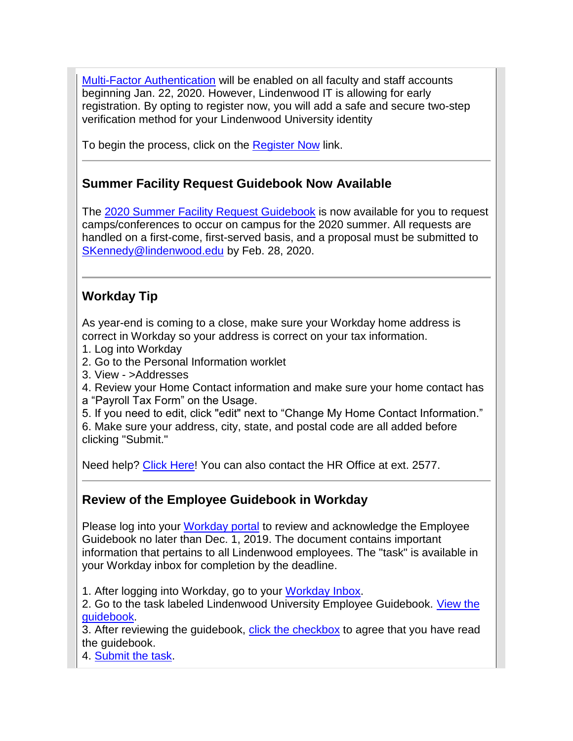Multi-Factor Authentication will be enabled on all faculty and staff accounts beginning Jan. 22, 2020. However, Lindenwood IT is allowing for early registration. By opting to register now, you will add a safe and secure two-step verification method for your Lindenwood University identity

To begin the process, click on the Register Now link.

---

### Summer Facility Request Guidebook Now Available

The 2020 Summer Facility Request Guidebook is now available for you to request camps/conferences to occur on campus for the 2020 summer. All requests are handled on a first-come, first-served basis, and a proposal must be submitted to SKennedy@lindenwood.edu by Feb. 28, 2020.

---

### Workday Tip

As year-end is coming to a close, make sure your Workday home address is correct in Workday so your address is correct on your tax information.

1. Log into Workday
2. Go to the Personal Information worklet
3. View - >Addresses
4. Review your Home Contact information and make sure your home contact has a "Payroll Tax Form" on the Usage.
5. If you need to edit, click "edit" next to "Change My Home Contact Information."
6. Make sure your address, city, state, and postal code are all added before clicking "Submit."

Need help? Click Here! You can also contact the HR Office at ext. 2577.

---

### Review of the Employee Guidebook in Workday

Please log into your Workday portal to review and acknowledge the Employee Guidebook no later than Dec. 1, 2019. The document contains important information that pertains to all Lindenwood employees. The "task" is available in your Workday inbox for completion by the deadline.

1. After logging into Workday, go to your Workday Inbox.
2. Go to the task labeled Lindenwood University Employee Guidebook. View the guidebook.
3. After reviewing the guidebook, click the checkbox to agree that you have read the guidebook.
4. Submit the task.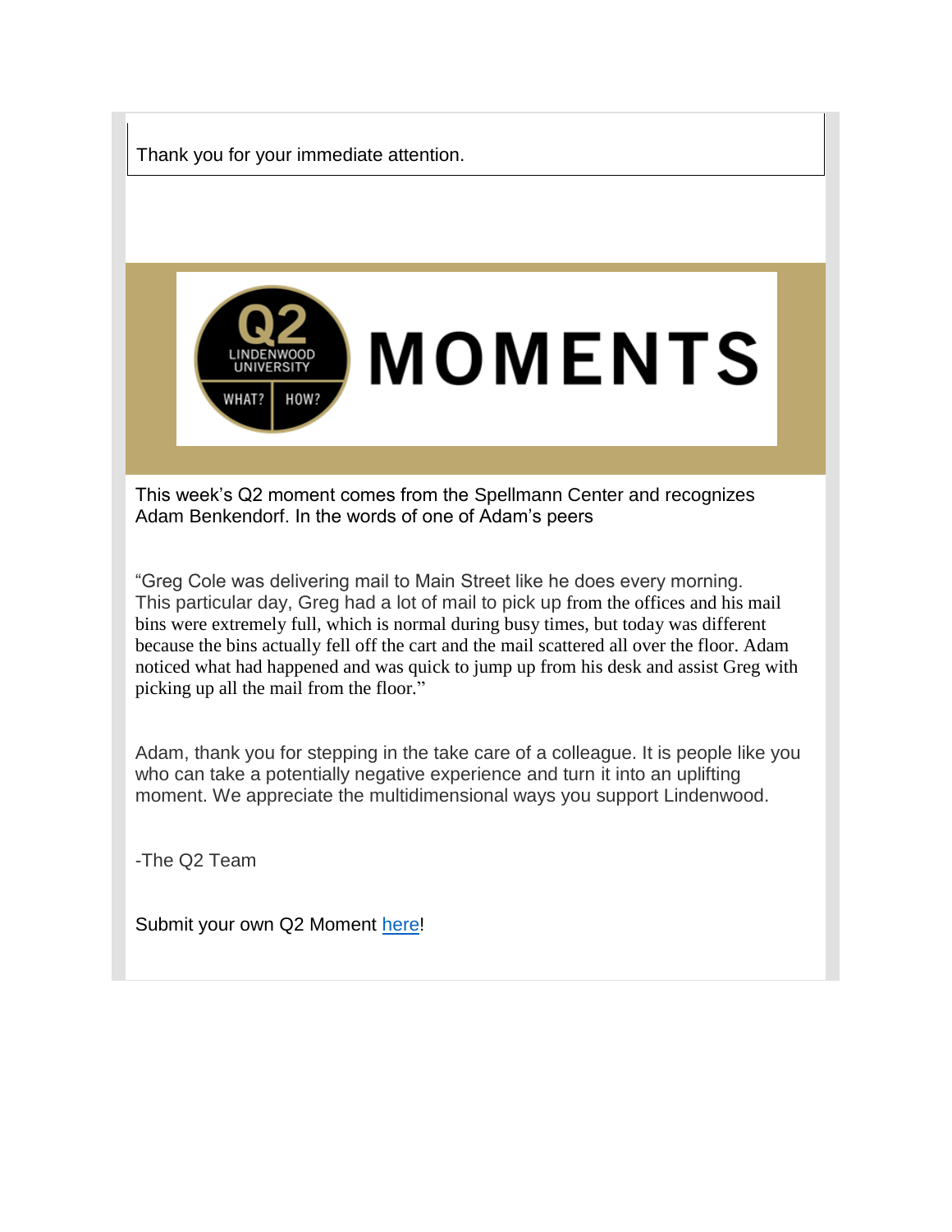Thank you for your immediate attention.

Q2 LINDENWOOD UNIVERSITY WHAT? HOW? **MOMENTS**

This week's Q2 moment comes from the Spellmann Center and recognizes Adam Benkendorf. In the words of one of Adam's peers

"Greg Cole was delivering mail to Main Street like he does every morning. This particular day, Greg had a lot of mail to pick up from the offices and his mail bins were extremely full, which is normal during busy times, but today was different because the bins actually fell off the cart and the mail scattered all over the floor. Adam noticed what had happened and was quick to jump up from his desk and assist Greg with picking up all the mail from the floor."

Adam, thank you for stepping in the take care of a colleague. It is people like you who can take a potentially negative experience and turn it into an uplifting moment. We appreciate the multidimensional ways you support Lindenwood.

-The Q2 Team

Submit your own Q2 Moment here!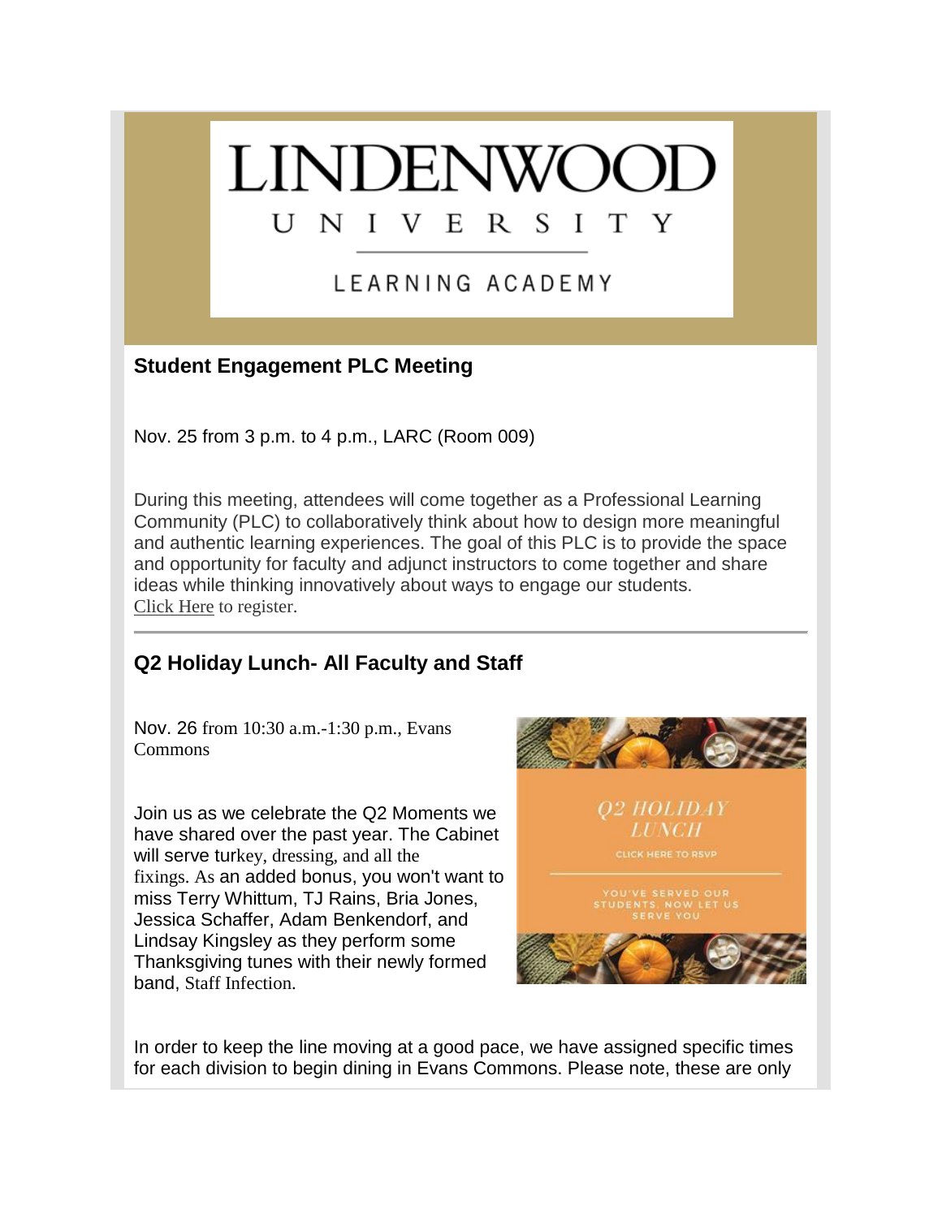LINDENWOOD UNIVERSITY

LEARNING ACADEMY

## Student Engagement PLC Meeting

Nov. 25 from 3 p.m. to 4 p.m., LARC (Room 009)

During this meeting, attendees will come together as a Professional Learning Community (PLC) to collaboratively think about how to design more meaningful and authentic learning experiences. The goal of this PLC is to provide the space and opportunity for faculty and adjunct instructors to come together and share ideas while thinking innovatively about ways to engage our students. Click Here to register.

---

## Q2 Holiday Lunch- All Faculty and Staff

Nov. 26 from 10:30 a.m.-1:30 p.m., Evans Commons

Join us as we celebrate the Q2 Moments we have shared over the past year. The Cabinet will serve turkey, dressing, and all the fixings. As an added bonus, you won't want to miss Terry Whittum, TJ Rains, Bria Jones, Jessica Schaffer, Adam Benkendorf, and Lindsay Kingsley as they perform some Thanksgiving tunes with their newly formed band, Staff Infection.

Q2 HOLIDAY LUNCH

CLICK HERE TO RSVP

YOU'VE SERVED OUR STUDENTS. NOW LET US SERVE YOU

In order to keep the line moving at a good pace, we have assigned specific times for each division to begin dining in Evans Commons. Please note, these are only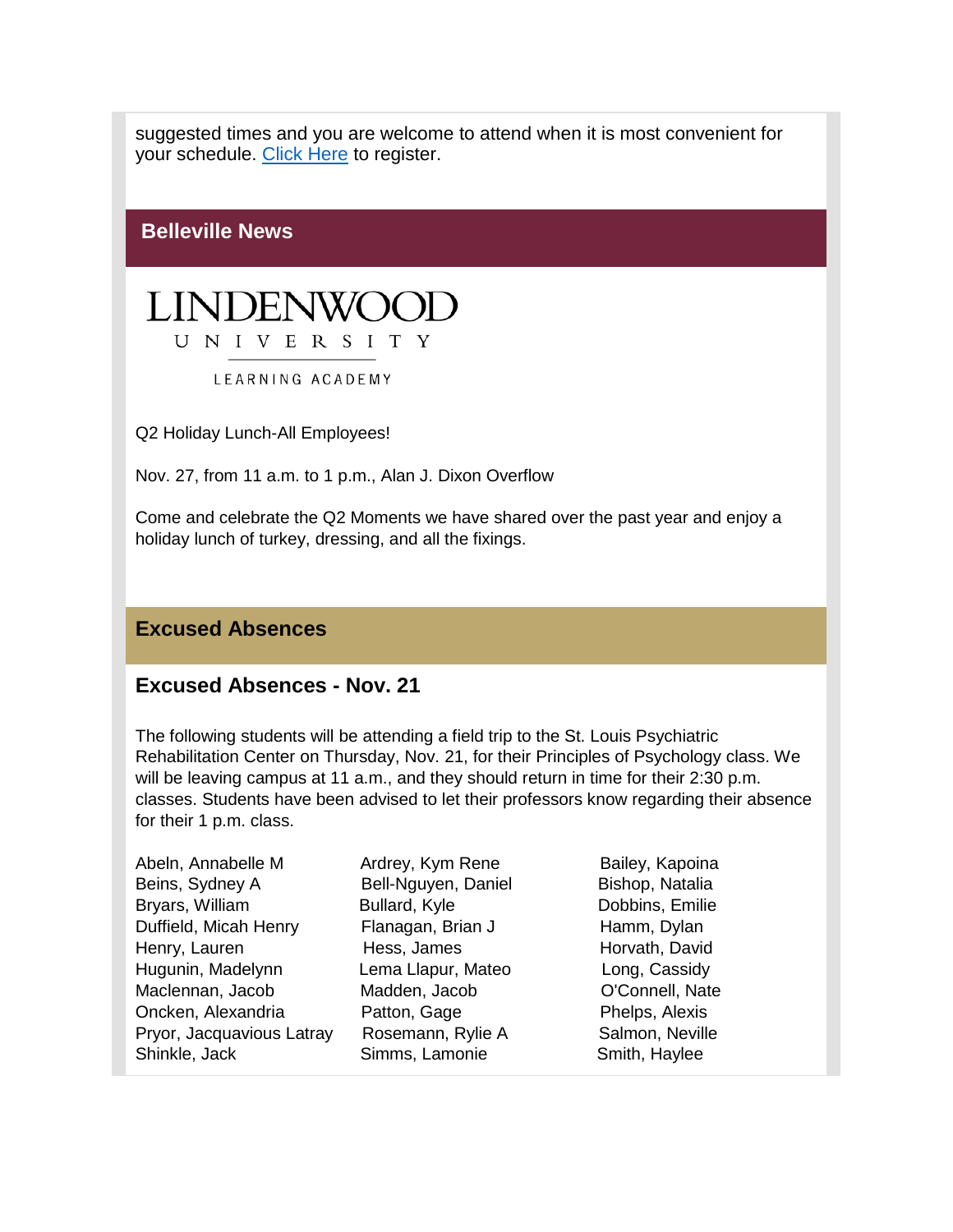suggested times and you are welcome to attend when it is most convenient for your schedule. Click Here to register.

## Belleville News

LINDENWOOD
UNIVERSITY
LEARNING ACADEMY

Q2 Holiday Lunch-All Employees!

Nov. 27, from 11 a.m. to 1 p.m., Alan J. Dixon Overflow

Come and celebrate the Q2 Moments we have shared over the past year and enjoy a holiday lunch of turkey, dressing, and all the fixings.

## Excused Absences

### Excused Absences - Nov. 21

The following students will be attending a field trip to the St. Louis Psychiatric Rehabilitation Center on Thursday, Nov. 21, for their Principles of Psychology class. We will be leaving campus at 11 a.m., and they should return in time for their 2:30 p.m. classes. Students have been advised to let their professors know regarding their absence for their 1 p.m. class.

| | | |
|---|---|---|
| Abeln, Annabelle M | Ardrey, Kym Rene | Bailey, Kapoina |
| Beins, Sydney A | Bell-Nguyen, Daniel | Bishop, Natalia |
| Bryars, William | Bullard, Kyle | Dobbins, Emilie |
| Duffield, Micah Henry | Flanagan, Brian J | Hamm, Dylan |
| Henry, Lauren | Hess, James | Horvath, David |
| Hugunin, Madelynn | Lema Llapur, Mateo | Long, Cassidy |
| Maclennan, Jacob | Madden, Jacob | O'Connell, Nate |
| Oncken, Alexandria | Patton, Gage | Phelps, Alexis |
| Pryor, Jacquavious Latray | Rosemann, Rylie A | Salmon, Neville |
| Shinkle, Jack | Simms, Lamonie | Smith, Haylee |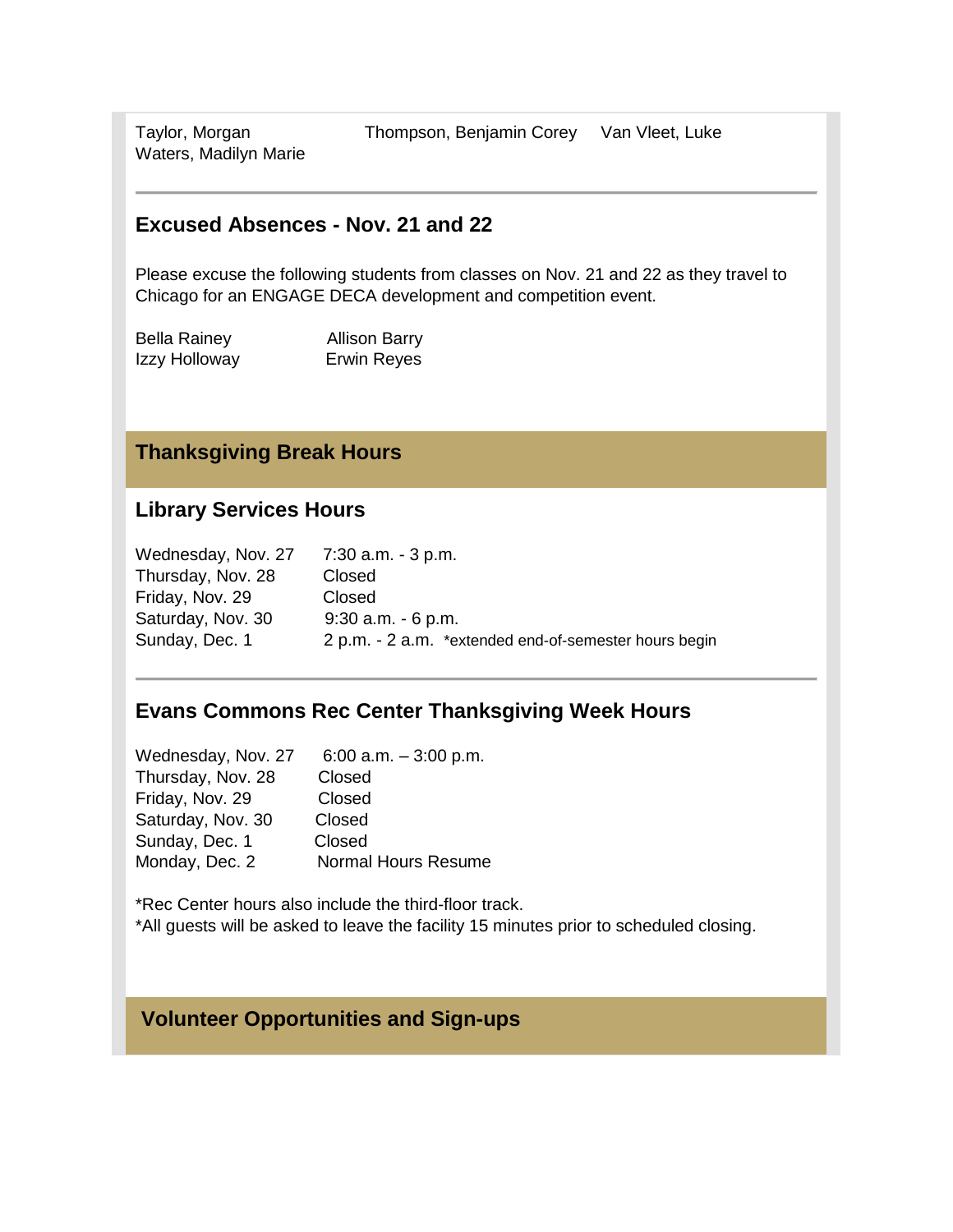| | | |
|---|---|---|
| Taylor, Morgan | Thompson, Benjamin Corey | Van Vleet, Luke |
| Waters, Madilyn Marie | | |

---

### Excused Absences - Nov. 21 and 22

Please excuse the following students from classes on Nov. 21 and 22 as they travel to Chicago for an ENGAGE DECA development and competition event.

| | |
|---|---|
| Bella Rainey | Allison Barry |
| Izzy Holloway | Erwin Reyes |

## Thanksgiving Break Hours

### Library Services Hours

| | |
|---|---|
| Wednesday, Nov. 27 | 7:30 a.m. - 3 p.m. |
| Thursday, Nov. 28 | Closed |
| Friday, Nov. 29 | Closed |
| Saturday, Nov. 30 | 9:30 a.m. - 6 p.m. |
| Sunday, Dec. 1 | 2 p.m. - 2 a.m. *extended end-of-semester hours begin |

---

### Evans Commons Rec Center Thanksgiving Week Hours

| | |
|---|---|
| Wednesday, Nov. 27 | 6:00 a.m. – 3:00 p.m. |
| Thursday, Nov. 28 | Closed |
| Friday, Nov. 29 | Closed |
| Saturday, Nov. 30 | Closed |
| Sunday, Dec. 1 | Closed |
| Monday, Dec. 2 | Normal Hours Resume |

*Rec Center hours also include the third-floor track.
*All guests will be asked to leave the facility 15 minutes prior to scheduled closing.

## Volunteer Opportunities and Sign-ups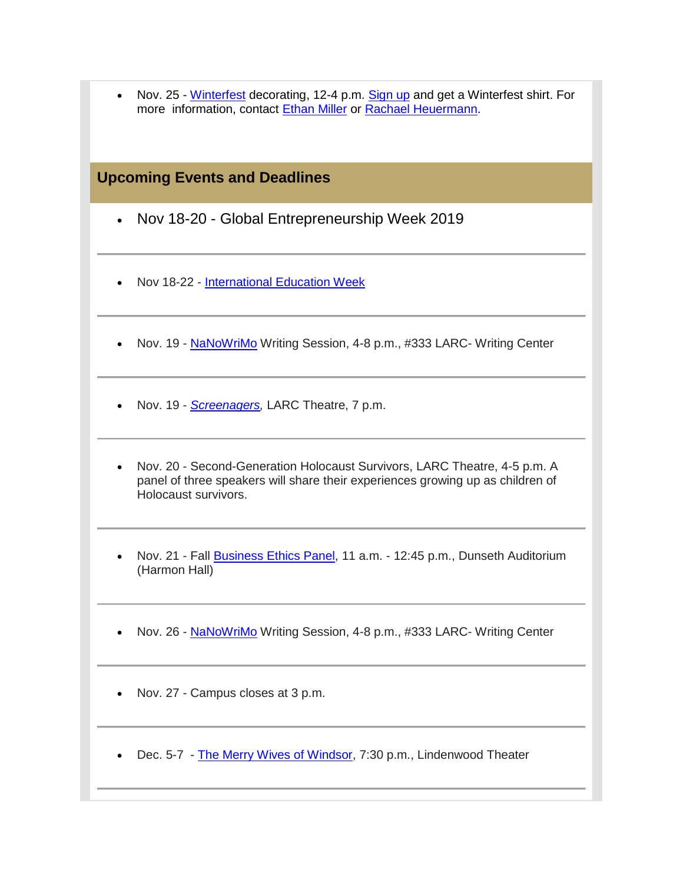- Nov. 25 - Winterfest decorating, 12-4 p.m. Sign up and get a Winterfest shirt. For more information, contact Ethan Miller or Rachael Heuermann.

## Upcoming Events and Deadlines

- Nov 18-20 - Global Entrepreneurship Week 2019

---

- Nov 18-22 - International Education Week

---

- Nov. 19 - NaNoWriMo Writing Session, 4-8 p.m., #333 LARC- Writing Center

---

- Nov. 19 - *Screenagers*, LARC Theatre, 7 p.m.

---

- Nov. 20 - Second-Generation Holocaust Survivors, LARC Theatre, 4-5 p.m. A panel of three speakers will share their experiences growing up as children of Holocaust survivors.

---

- Nov. 21 - Fall Business Ethics Panel, 11 a.m. - 12:45 p.m., Dunseth Auditorium (Harmon Hall)

---

- Nov. 26 - NaNoWriMo Writing Session, 4-8 p.m., #333 LARC- Writing Center

---

- Nov. 27 - Campus closes at 3 p.m.

---

- Dec. 5-7 - The Merry Wives of Windsor, 7:30 p.m., Lindenwood Theater

---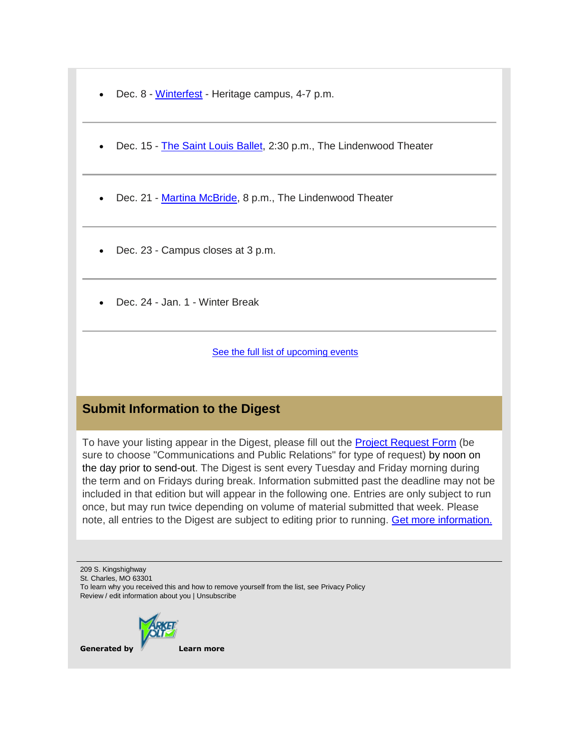- Dec. 8 - Winterfest - Heritage campus, 4-7 p.m.

---

- Dec. 15 - The Saint Louis Ballet, 2:30 p.m., The Lindenwood Theater

---

- Dec. 21 - Martina McBride, 8 p.m., The Lindenwood Theater

---

- Dec. 23 - Campus closes at 3 p.m.

---

- Dec. 24 - Jan. 1 - Winter Break

---

See the full list of upcoming events

## Submit Information to the Digest

To have your listing appear in the Digest, please fill out the Project Request Form (be sure to choose "Communications and Public Relations" for type of request) by noon on the day prior to send-out. The Digest is sent every Tuesday and Friday morning during the term and on Fridays during break. Information submitted past the deadline may not be included in that edition but will appear in the following one. Entries are only subject to run once, but may run twice depending on volume of material submitted that week. Please note, all entries to the Digest are subject to editing prior to running. Get more information.

209 S. Kingshighway
St. Charles, MO 63301
To learn why you received this and how to remove yourself from the list, see Privacy Policy
Review / edit information about you | Unsubscribe

**Generated by** MarketVolt **Learn more**